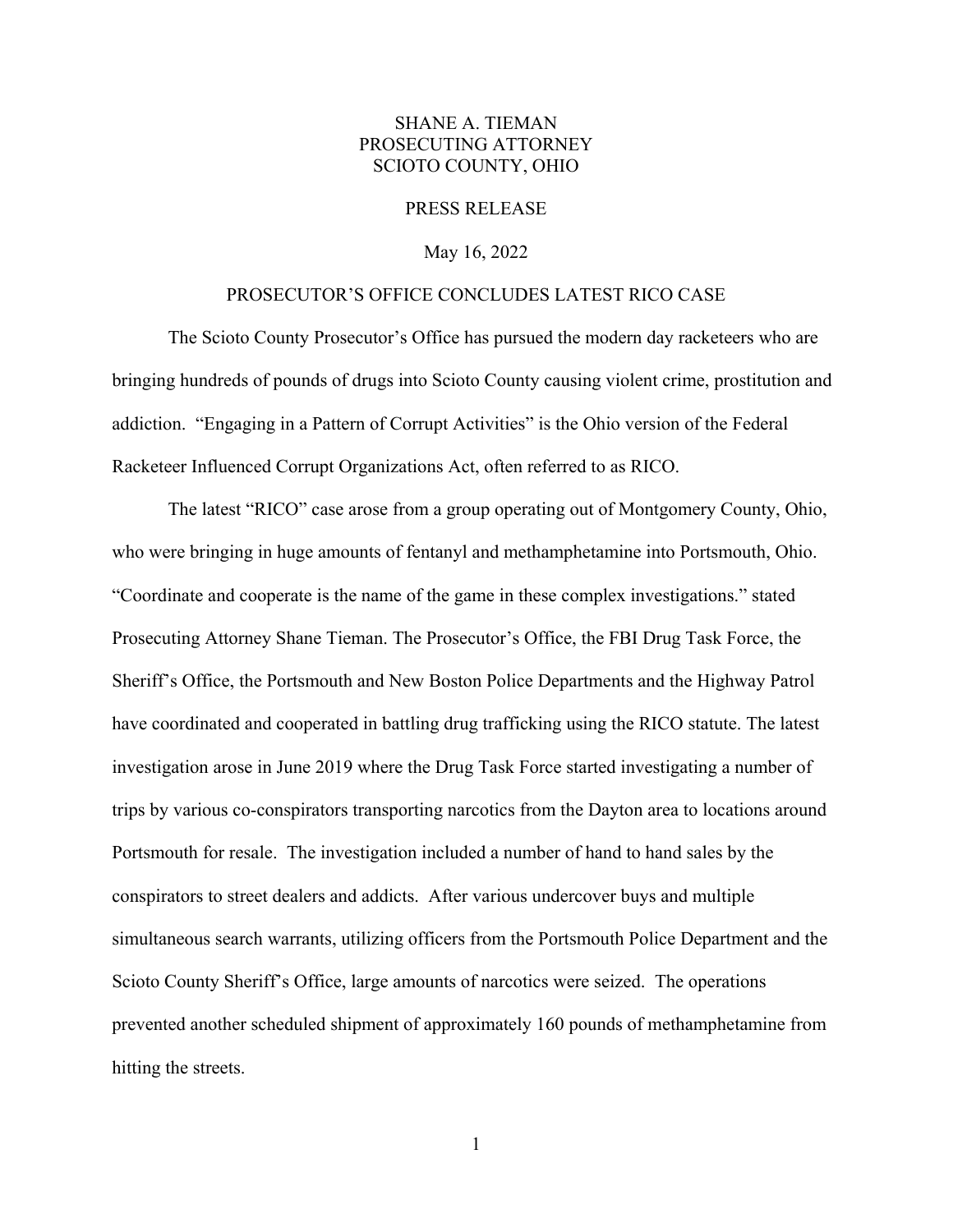SHANE A. TIEMAN
PROSECUTING ATTORNEY
SCIOTO COUNTY, OHIO

PRESS RELEASE

May 16, 2022

# PROSECUTOR'S OFFICE CONCLUDES LATEST RICO CASE

The Scioto County Prosecutor's Office has pursued the modern day racketeers who are bringing hundreds of pounds of drugs into Scioto County causing violent crime, prostitution and addiction. "Engaging in a Pattern of Corrupt Activities" is the Ohio version of the Federal Racketeer Influenced Corrupt Organizations Act, often referred to as RICO.

The latest "RICO" case arose from a group operating out of Montgomery County, Ohio, who were bringing in huge amounts of fentanyl and methamphetamine into Portsmouth, Ohio. "Coordinate and cooperate is the name of the game in these complex investigations." stated Prosecuting Attorney Shane Tieman. The Prosecutor's Office, the FBI Drug Task Force, the Sheriff's Office, the Portsmouth and New Boston Police Departments and the Highway Patrol have coordinated and cooperated in battling drug trafficking using the RICO statute. The latest investigation arose in June 2019 where the Drug Task Force started investigating a number of trips by various co-conspirators transporting narcotics from the Dayton area to locations around Portsmouth for resale. The investigation included a number of hand to hand sales by the conspirators to street dealers and addicts. After various undercover buys and multiple simultaneous search warrants, utilizing officers from the Portsmouth Police Department and the Scioto County Sheriff's Office, large amounts of narcotics were seized. The operations prevented another scheduled shipment of approximately 160 pounds of methamphetamine from hitting the streets.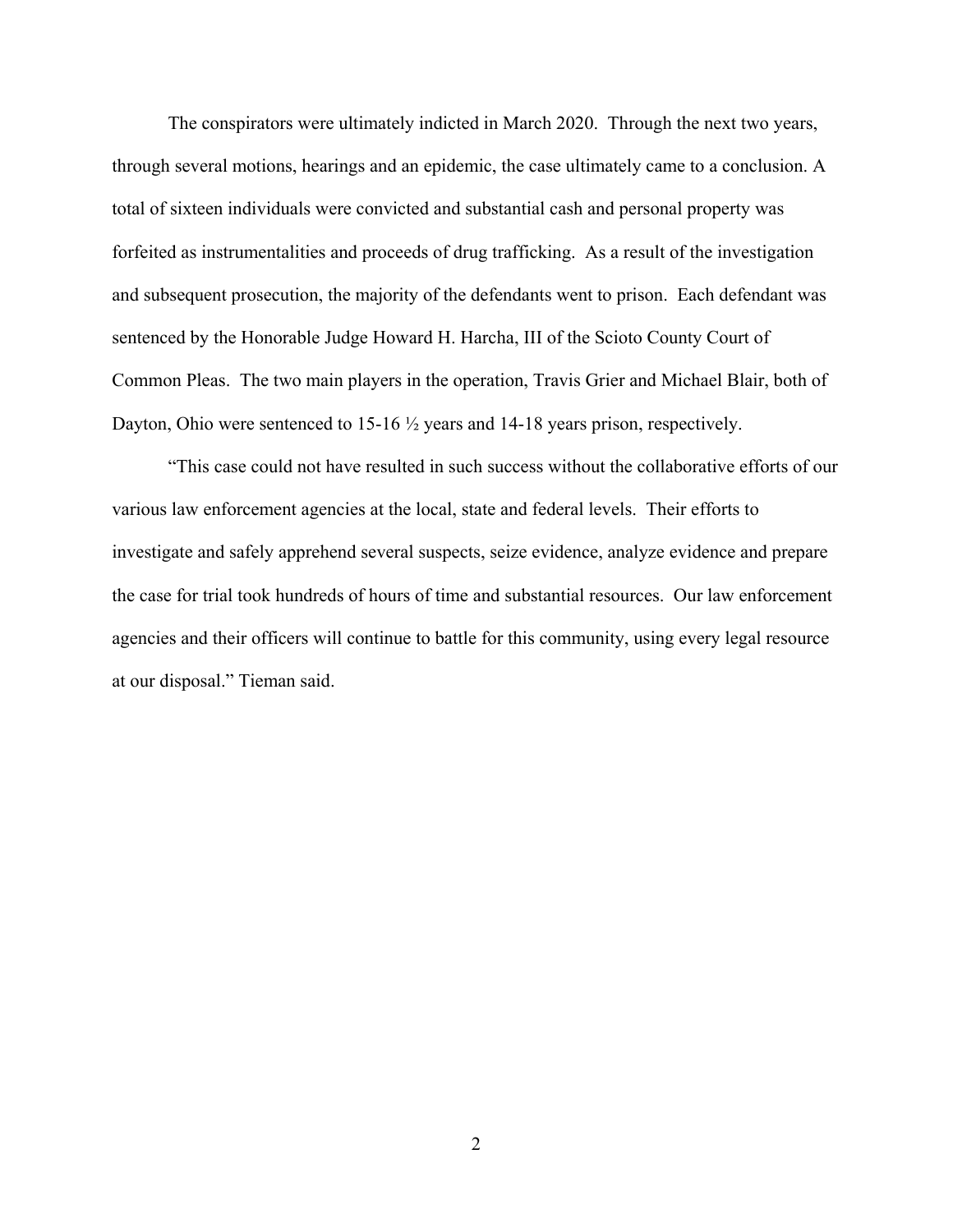The conspirators were ultimately indicted in March 2020. Through the next two years, through several motions, hearings and an epidemic, the case ultimately came to a conclusion. A total of sixteen individuals were convicted and substantial cash and personal property was forfeited as instrumentalities and proceeds of drug trafficking. As a result of the investigation and subsequent prosecution, the majority of the defendants went to prison. Each defendant was sentenced by the Honorable Judge Howard H. Harcha, III of the Scioto County Court of Common Pleas. The two main players in the operation, Travis Grier and Michael Blair, both of Dayton, Ohio were sentenced to 15-16 ½ years and 14-18 years prison, respectively.

"This case could not have resulted in such success without the collaborative efforts of our various law enforcement agencies at the local, state and federal levels. Their efforts to investigate and safely apprehend several suspects, seize evidence, analyze evidence and prepare the case for trial took hundreds of hours of time and substantial resources. Our law enforcement agencies and their officers will continue to battle for this community, using every legal resource at our disposal." Tieman said.